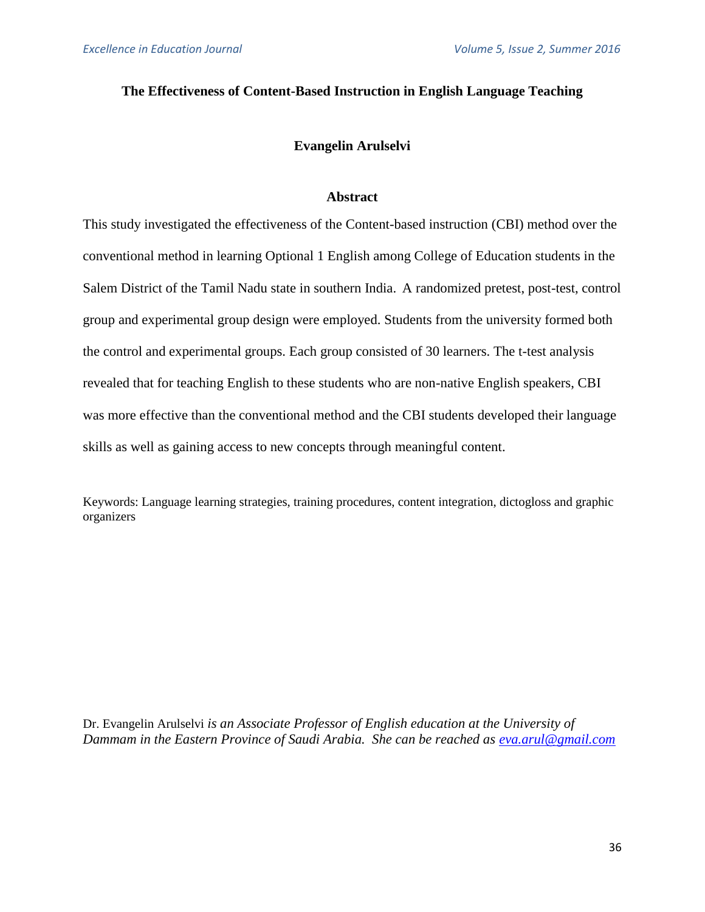# The Effectiveness of Content-Based Instruction in English Language Teaching

**Evangelin Arulselvi**

## Abstract

This study investigated the effectiveness of the Content-based instruction (CBI) method over the conventional method in learning Optional 1 English among College of Education students in the Salem District of the Tamil Nadu state in southern India. A randomized pretest, post-test, control group and experimental group design were employed. Students from the university formed both the control and experimental groups. Each group consisted of 30 learners. The t-test analysis revealed that for teaching English to these students who are non-native English speakers, CBI was more effective than the conventional method and the CBI students developed their language skills as well as gaining access to new concepts through meaningful content.

Keywords: Language learning strategies, training procedures, content integration, dictogloss and graphic organizers

Dr. Evangelin Arulselvi *is an Associate Professor of English education at the University of Dammam in the Eastern Province of Saudi Arabia. She can be reached as* [eva.arul@gmail.com](mailto:eva.arul@gmail.com)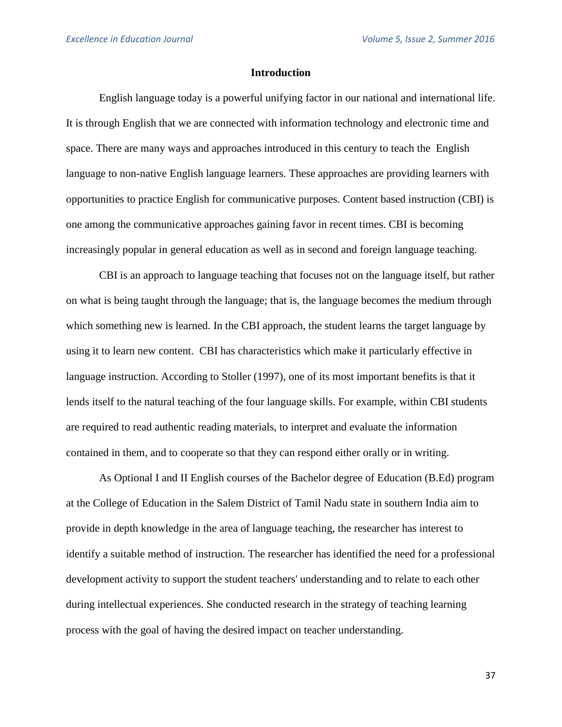## Introduction

English language today is a powerful unifying factor in our national and international life. It is through English that we are connected with information technology and electronic time and space. There are many ways and approaches introduced in this century to teach the English language to non-native English language learners. These approaches are providing learners with opportunities to practice English for communicative purposes. Content based instruction (CBI) is one among the communicative approaches gaining favor in recent times. CBI is becoming increasingly popular in general education as well as in second and foreign language teaching.

CBI is an approach to language teaching that focuses not on the language itself, but rather on what is being taught through the language; that is, the language becomes the medium through which something new is learned. In the CBI approach, the student learns the target language by using it to learn new content. CBI has characteristics which make it particularly effective in language instruction. According to Stoller (1997), one of its most important benefits is that it lends itself to the natural teaching of the four language skills. For example, within CBI students are required to read authentic reading materials, to interpret and evaluate the information contained in them, and to cooperate so that they can respond either orally or in writing.

As Optional I and II English courses of the Bachelor degree of Education (B.Ed) program at the College of Education in the Salem District of Tamil Nadu state in southern India aim to provide in depth knowledge in the area of language teaching, the researcher has interest to identify a suitable method of instruction. The researcher has identified the need for a professional development activity to support the student teachers' understanding and to relate to each other during intellectual experiences. She conducted research in the strategy of teaching learning process with the goal of having the desired impact on teacher understanding.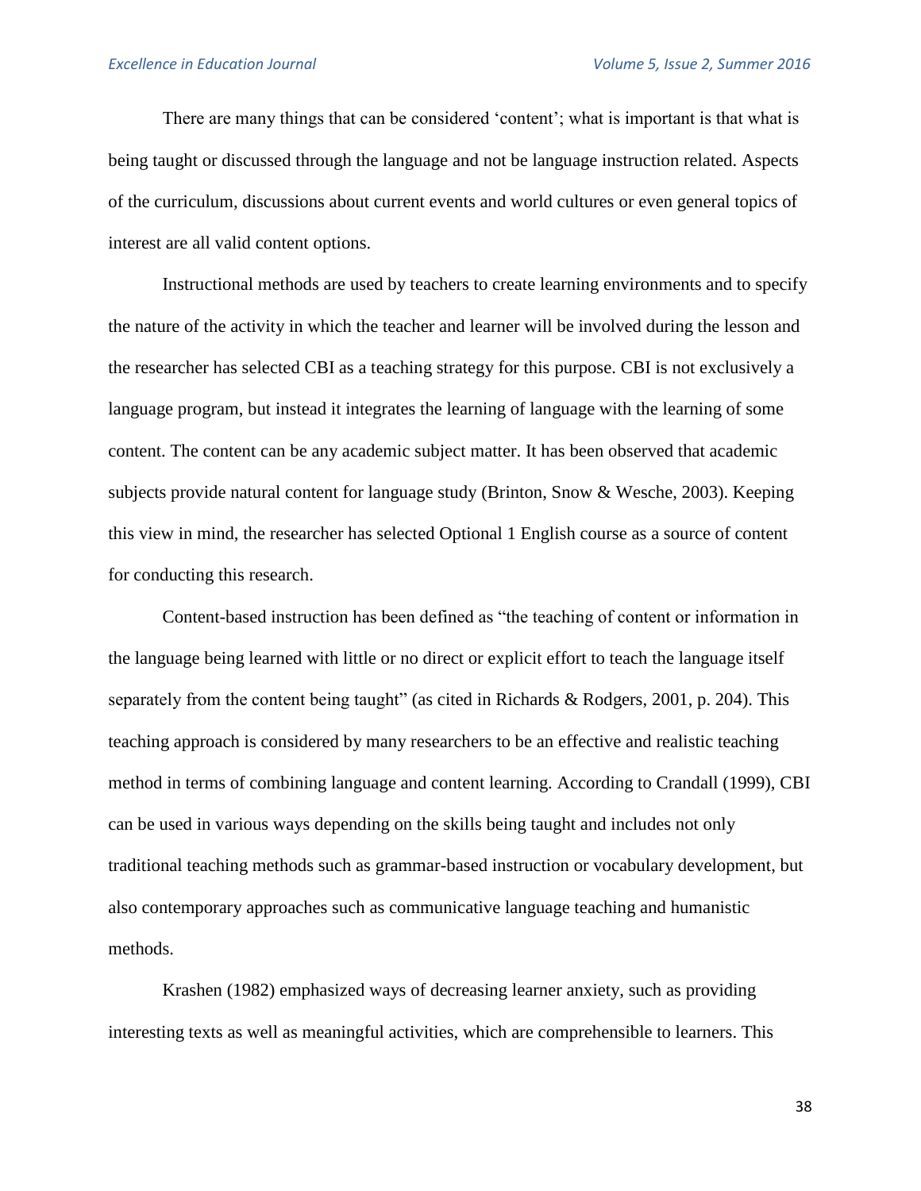There are many things that can be considered 'content'; what is important is that what is being taught or discussed through the language and not be language instruction related. Aspects of the curriculum, discussions about current events and world cultures or even general topics of interest are all valid content options.

Instructional methods are used by teachers to create learning environments and to specify the nature of the activity in which the teacher and learner will be involved during the lesson and the researcher has selected CBI as a teaching strategy for this purpose. CBI is not exclusively a language program, but instead it integrates the learning of language with the learning of some content. The content can be any academic subject matter. It has been observed that academic subjects provide natural content for language study (Brinton, Snow & Wesche, 2003). Keeping this view in mind, the researcher has selected Optional 1 English course as a source of content for conducting this research.

Content-based instruction has been defined as "the teaching of content or information in the language being learned with little or no direct or explicit effort to teach the language itself separately from the content being taught" (as cited in Richards & Rodgers, 2001, p. 204). This teaching approach is considered by many researchers to be an effective and realistic teaching method in terms of combining language and content learning. According to Crandall (1999), CBI can be used in various ways depending on the skills being taught and includes not only traditional teaching methods such as grammar-based instruction or vocabulary development, but also contemporary approaches such as communicative language teaching and humanistic methods.

Krashen (1982) emphasized ways of decreasing learner anxiety, such as providing interesting texts as well as meaningful activities, which are comprehensible to learners. This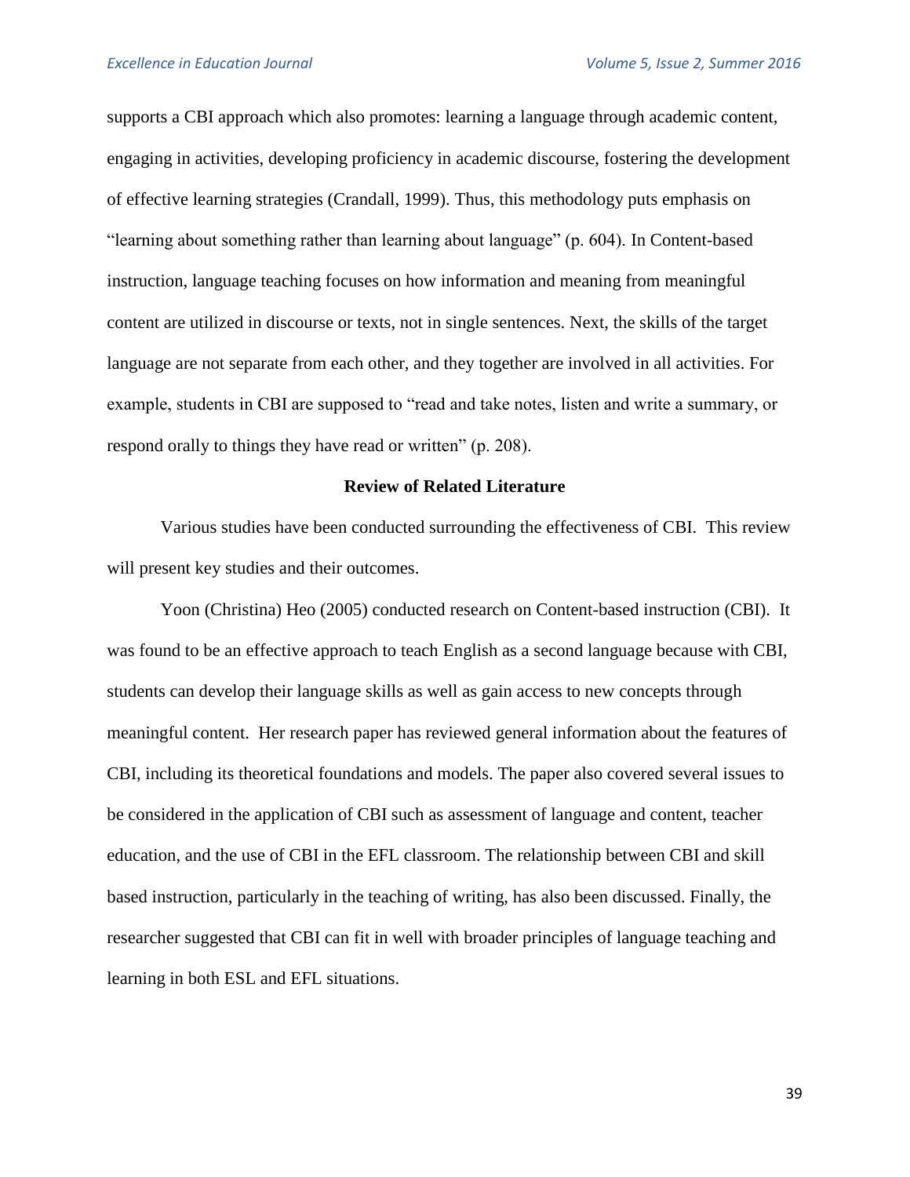supports a CBI approach which also promotes: learning a language through academic content, engaging in activities, developing proficiency in academic discourse, fostering the development of effective learning strategies (Crandall, 1999). Thus, this methodology puts emphasis on "learning about something rather than learning about language" (p. 604). In Content-based instruction, language teaching focuses on how information and meaning from meaningful content are utilized in discourse or texts, not in single sentences. Next, the skills of the target language are not separate from each other, and they together are involved in all activities. For example, students in CBI are supposed to "read and take notes, listen and write a summary, or respond orally to things they have read or written" (p. 208).

## Review of Related Literature

Various studies have been conducted surrounding the effectiveness of CBI. This review will present key studies and their outcomes.

Yoon (Christina) Heo (2005) conducted research on Content-based instruction (CBI). It was found to be an effective approach to teach English as a second language because with CBI, students can develop their language skills as well as gain access to new concepts through meaningful content. Her research paper has reviewed general information about the features of CBI, including its theoretical foundations and models. The paper also covered several issues to be considered in the application of CBI such as assessment of language and content, teacher education, and the use of CBI in the EFL classroom. The relationship between CBI and skill based instruction, particularly in the teaching of writing, has also been discussed. Finally, the researcher suggested that CBI can fit in well with broader principles of language teaching and learning in both ESL and EFL situations.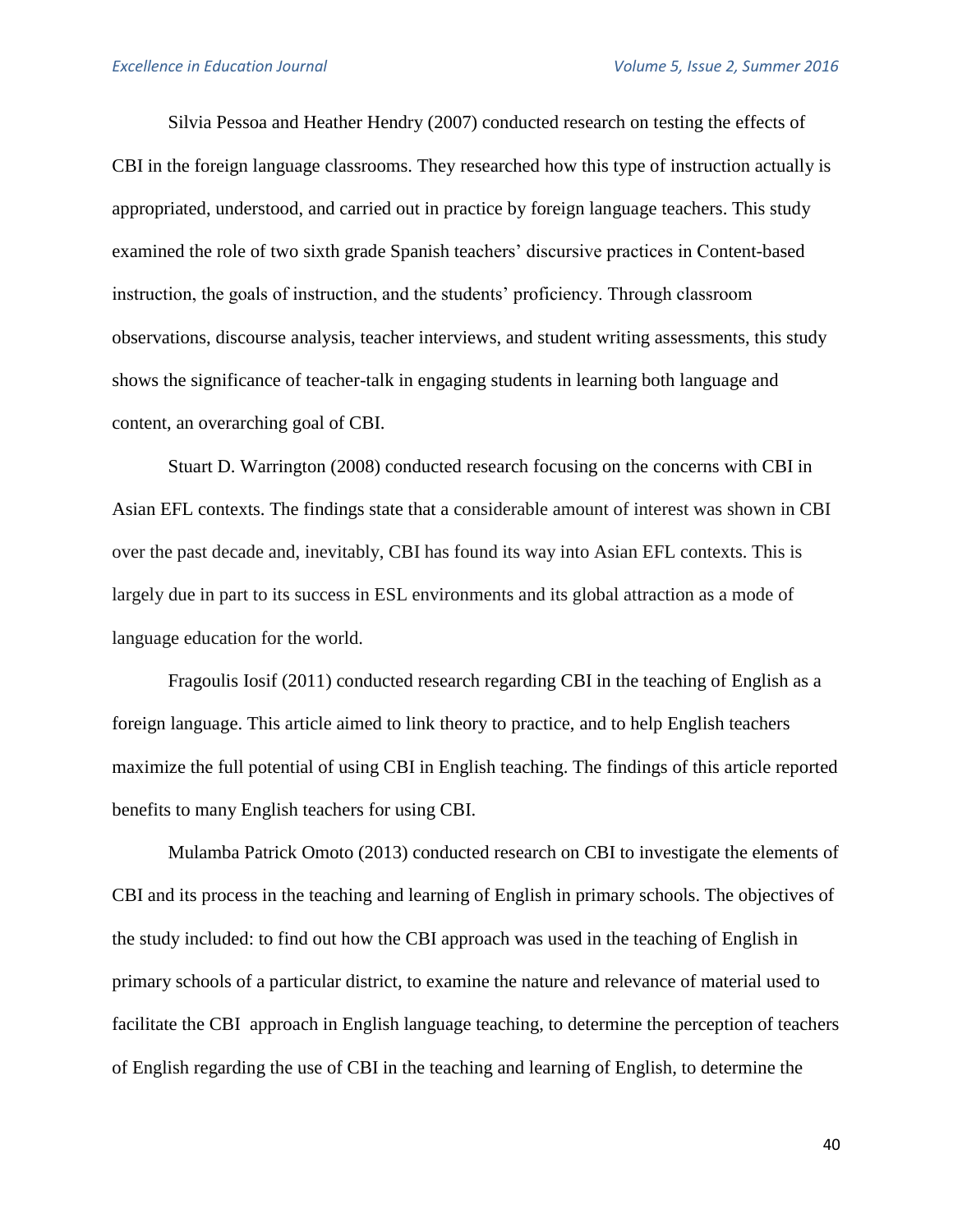Silvia Pessoa and Heather Hendry (2007) conducted research on testing the effects of CBI in the foreign language classrooms. They researched how this type of instruction actually is appropriated, understood, and carried out in practice by foreign language teachers. This study examined the role of two sixth grade Spanish teachers' discursive practices in Content-based instruction, the goals of instruction, and the students' proficiency. Through classroom observations, discourse analysis, teacher interviews, and student writing assessments, this study shows the significance of teacher-talk in engaging students in learning both language and content, an overarching goal of CBI.

Stuart D. Warrington (2008) conducted research focusing on the concerns with CBI in Asian EFL contexts. The findings state that a considerable amount of interest was shown in CBI over the past decade and, inevitably, CBI has found its way into Asian EFL contexts. This is largely due in part to its success in ESL environments and its global attraction as a mode of language education for the world.

Fragoulis Iosif (2011) conducted research regarding CBI in the teaching of English as a foreign language. This article aimed to link theory to practice, and to help English teachers maximize the full potential of using CBI in English teaching. The findings of this article reported benefits to many English teachers for using CBI.

Mulamba Patrick Omoto (2013) conducted research on CBI to investigate the elements of CBI and its process in the teaching and learning of English in primary schools. The objectives of the study included: to find out how the CBI approach was used in the teaching of English in primary schools of a particular district, to examine the nature and relevance of material used to facilitate the CBI approach in English language teaching, to determine the perception of teachers of English regarding the use of CBI in the teaching and learning of English, to determine the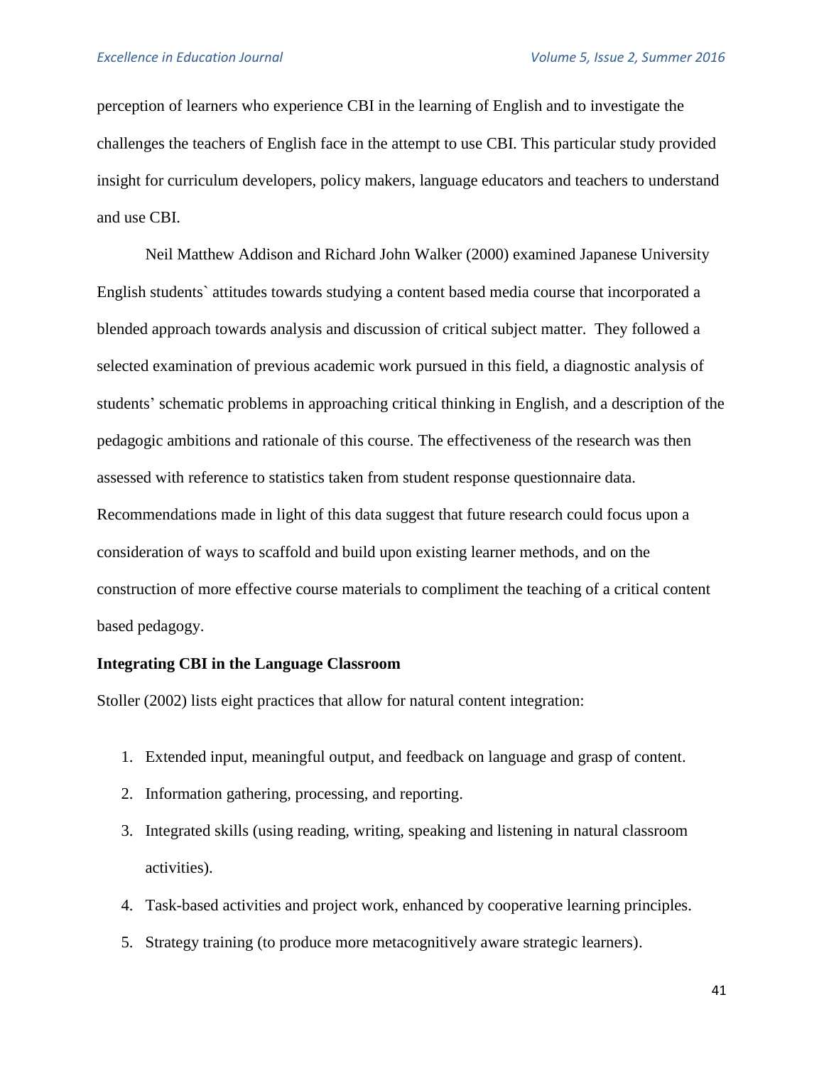perception of learners who experience CBI in the learning of English and to investigate the challenges the teachers of English face in the attempt to use CBI. This particular study provided insight for curriculum developers, policy makers, language educators and teachers to understand and use CBI.

Neil Matthew Addison and Richard John Walker (2000) examined Japanese University English students` attitudes towards studying a content based media course that incorporated a blended approach towards analysis and discussion of critical subject matter. They followed a selected examination of previous academic work pursued in this field, a diagnostic analysis of students' schematic problems in approaching critical thinking in English, and a description of the pedagogic ambitions and rationale of this course. The effectiveness of the research was then assessed with reference to statistics taken from student response questionnaire data. Recommendations made in light of this data suggest that future research could focus upon a consideration of ways to scaffold and build upon existing learner methods, and on the construction of more effective course materials to compliment the teaching of a critical content based pedagogy.

**Integrating CBI in the Language Classroom**

Stoller (2002) lists eight practices that allow for natural content integration:

1. Extended input, meaningful output, and feedback on language and grasp of content.
2. Information gathering, processing, and reporting.
3. Integrated skills (using reading, writing, speaking and listening in natural classroom activities).
4. Task-based activities and project work, enhanced by cooperative learning principles.
5. Strategy training (to produce more metacognitively aware strategic learners).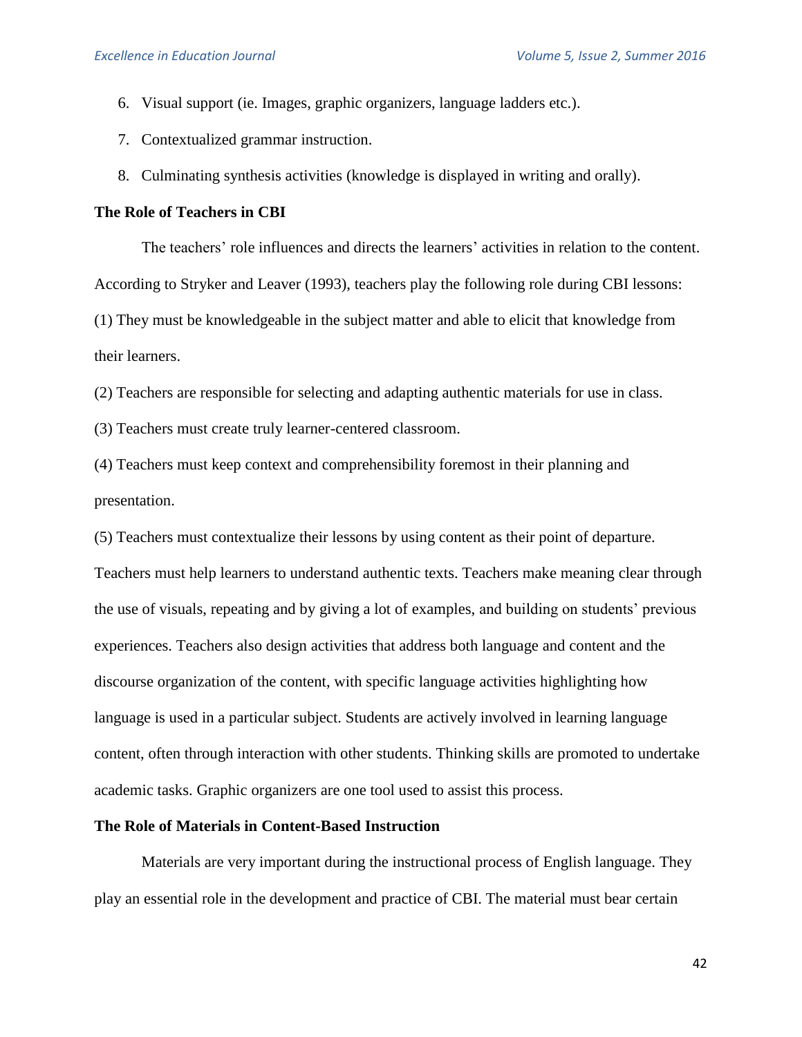6. Visual support (ie. Images, graphic organizers, language ladders etc.).
7. Contextualized grammar instruction.
8. Culminating synthesis activities (knowledge is displayed in writing and orally).

**The Role of Teachers in CBI**

The teachers' role influences and directs the learners' activities in relation to the content. According to Stryker and Leaver (1993), teachers play the following role during CBI lessons:

(1) They must be knowledgeable in the subject matter and able to elicit that knowledge from their learners.

(2) Teachers are responsible for selecting and adapting authentic materials for use in class.

(3) Teachers must create truly learner-centered classroom.

(4) Teachers must keep context and comprehensibility foremost in their planning and presentation.

(5) Teachers must contextualize their lessons by using content as their point of departure. Teachers must help learners to understand authentic texts. Teachers make meaning clear through the use of visuals, repeating and by giving a lot of examples, and building on students' previous experiences. Teachers also design activities that address both language and content and the discourse organization of the content, with specific language activities highlighting how language is used in a particular subject. Students are actively involved in learning language content, often through interaction with other students. Thinking skills are promoted to undertake academic tasks. Graphic organizers are one tool used to assist this process.

**The Role of Materials in Content-Based Instruction**

Materials are very important during the instructional process of English language. They play an essential role in the development and practice of CBI. The material must bear certain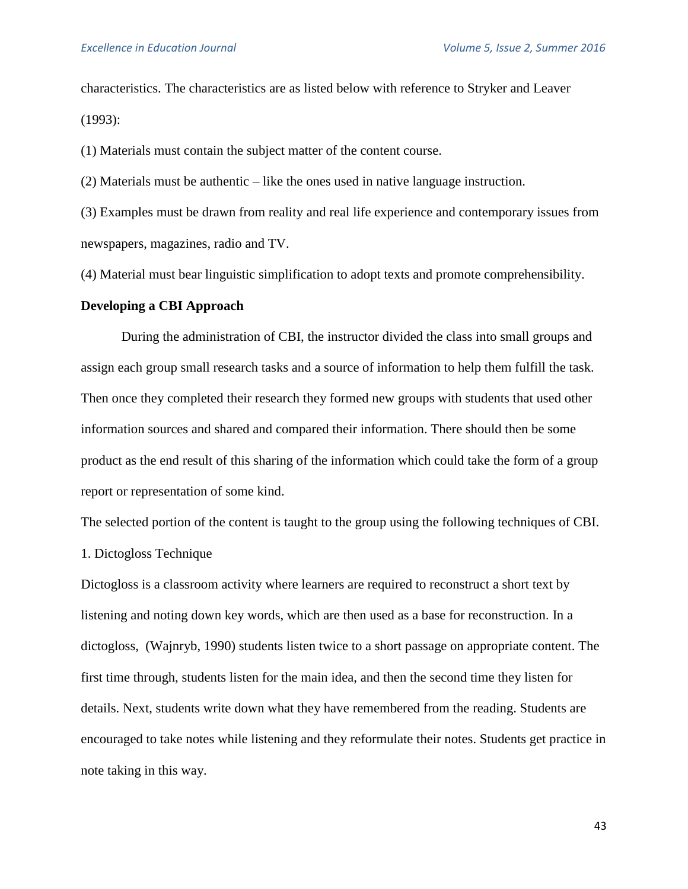characteristics. The characteristics are as listed below with reference to Stryker and Leaver (1993):

(1) Materials must contain the subject matter of the content course.

(2) Materials must be authentic – like the ones used in native language instruction.

(3) Examples must be drawn from reality and real life experience and contemporary issues from newspapers, magazines, radio and TV.

(4) Material must bear linguistic simplification to adopt texts and promote comprehensibility.

**Developing a CBI Approach**

During the administration of CBI, the instructor divided the class into small groups and assign each group small research tasks and a source of information to help them fulfill the task. Then once they completed their research they formed new groups with students that used other information sources and shared and compared their information. There should then be some product as the end result of this sharing of the information which could take the form of a group report or representation of some kind.

The selected portion of the content is taught to the group using the following techniques of CBI.

1. Dictogloss Technique

Dictogloss is a classroom activity where learners are required to reconstruct a short text by listening and noting down key words, which are then used as a base for reconstruction. In a dictogloss, (Wajnryb, 1990) students listen twice to a short passage on appropriate content. The first time through, students listen for the main idea, and then the second time they listen for details. Next, students write down what they have remembered from the reading. Students are encouraged to take notes while listening and they reformulate their notes. Students get practice in note taking in this way.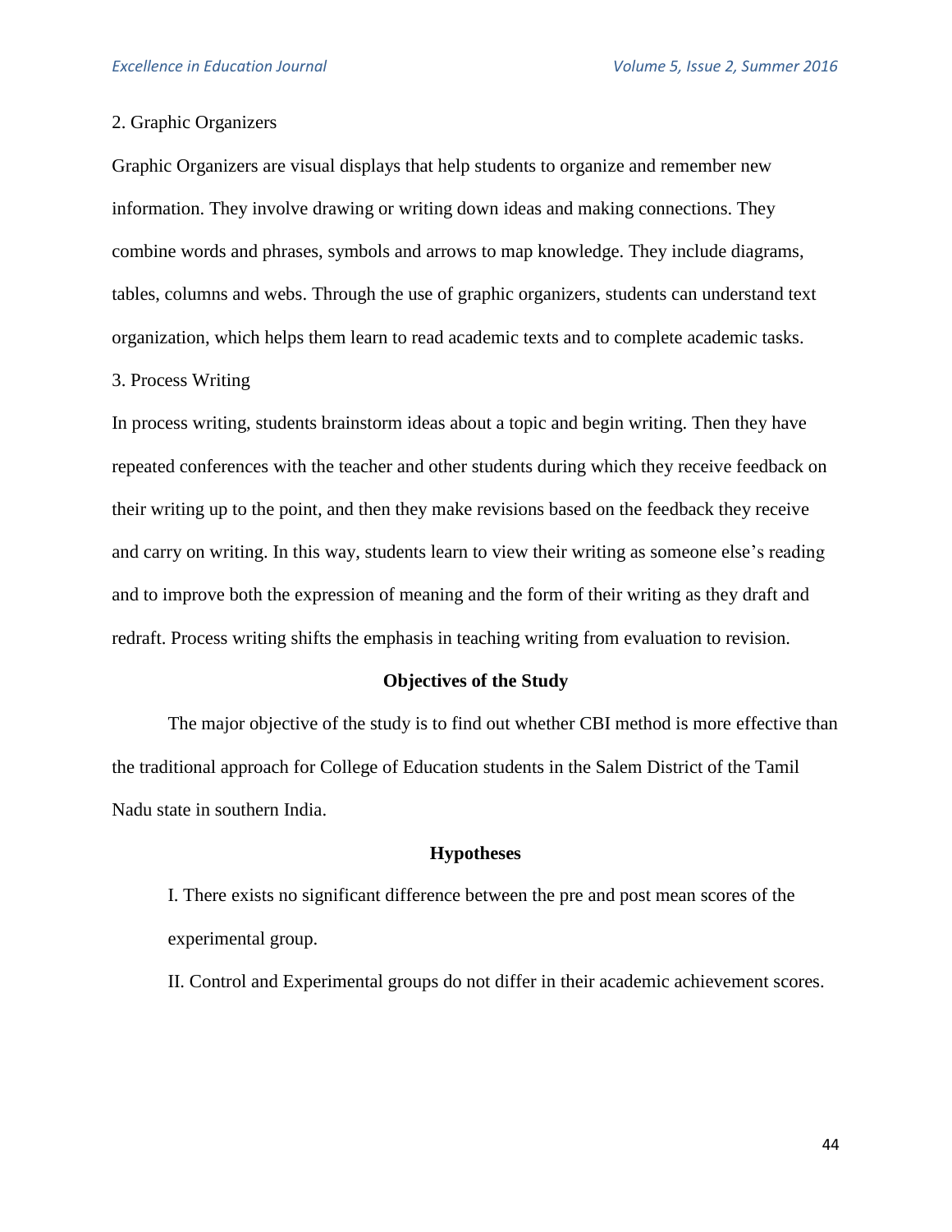2. Graphic Organizers

Graphic Organizers are visual displays that help students to organize and remember new information. They involve drawing or writing down ideas and making connections. They combine words and phrases, symbols and arrows to map knowledge. They include diagrams, tables, columns and webs. Through the use of graphic organizers, students can understand text organization, which helps them learn to read academic texts and to complete academic tasks.

3. Process Writing

In process writing, students brainstorm ideas about a topic and begin writing. Then they have repeated conferences with the teacher and other students during which they receive feedback on their writing up to the point, and then they make revisions based on the feedback they receive and carry on writing. In this way, students learn to view their writing as someone else's reading and to improve both the expression of meaning and the form of their writing as they draft and redraft. Process writing shifts the emphasis in teaching writing from evaluation to revision.

## Objectives of the Study

The major objective of the study is to find out whether CBI method is more effective than the traditional approach for College of Education students in the Salem District of the Tamil Nadu state in southern India.

## Hypotheses

I. There exists no significant difference between the pre and post mean scores of the experimental group.

II. Control and Experimental groups do not differ in their academic achievement scores.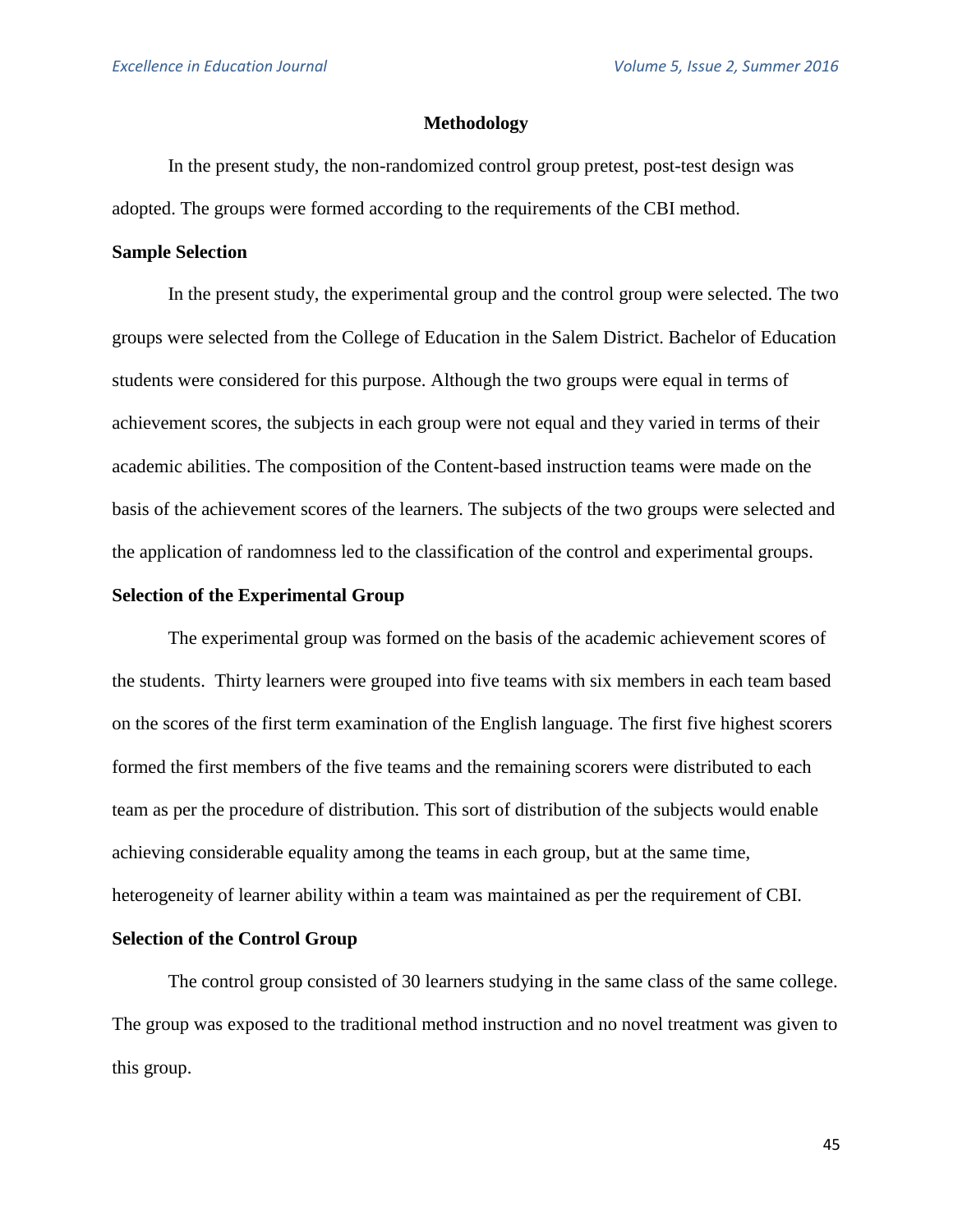## Methodology

In the present study, the non-randomized control group pretest, post-test design was adopted. The groups were formed according to the requirements of the CBI method.

### Sample Selection

In the present study, the experimental group and the control group were selected. The two groups were selected from the College of Education in the Salem District. Bachelor of Education students were considered for this purpose. Although the two groups were equal in terms of achievement scores, the subjects in each group were not equal and they varied in terms of their academic abilities. The composition of the Content-based instruction teams were made on the basis of the achievement scores of the learners. The subjects of the two groups were selected and the application of randomness led to the classification of the control and experimental groups.

### Selection of the Experimental Group

The experimental group was formed on the basis of the academic achievement scores of the students.  Thirty learners were grouped into five teams with six members in each team based on the scores of the first term examination of the English language. The first five highest scorers formed the first members of the five teams and the remaining scorers were distributed to each team as per the procedure of distribution. This sort of distribution of the subjects would enable achieving considerable equality among the teams in each group, but at the same time, heterogeneity of learner ability within a team was maintained as per the requirement of CBI.

### Selection of the Control Group

The control group consisted of 30 learners studying in the same class of the same college. The group was exposed to the traditional method instruction and no novel treatment was given to this group.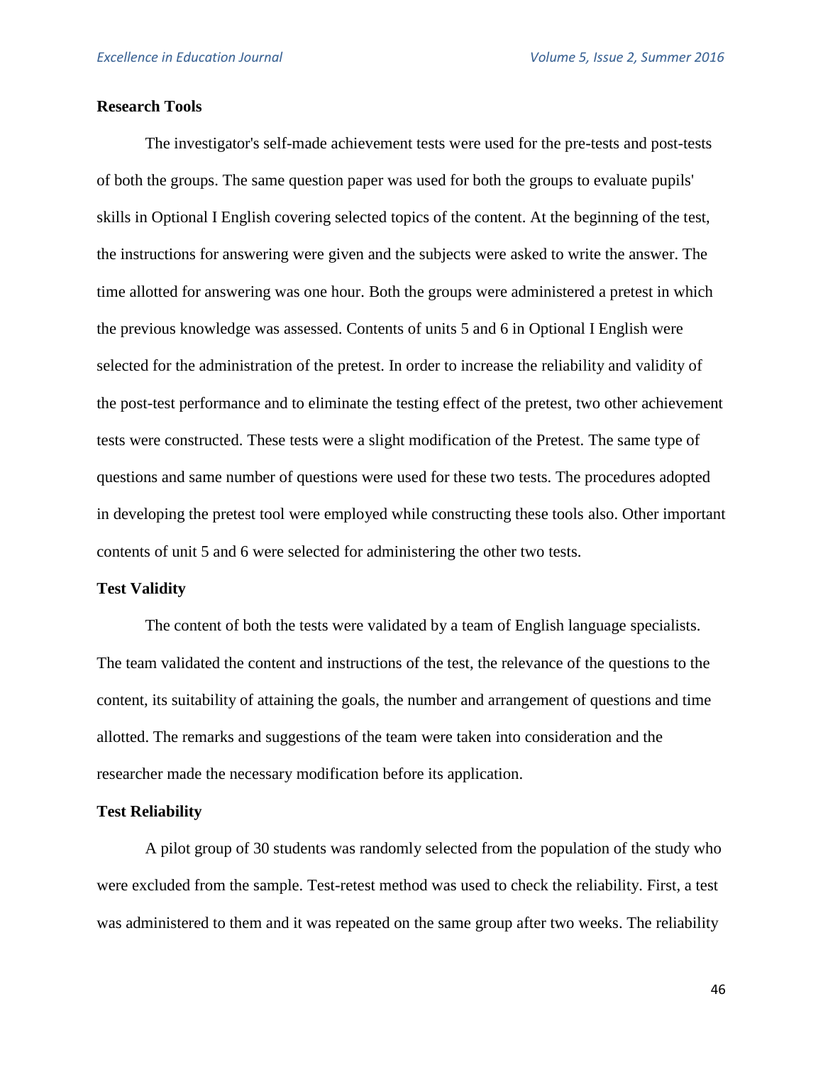**Research Tools**

The investigator's self-made achievement tests were used for the pre-tests and post-tests of both the groups. The same question paper was used for both the groups to evaluate pupils' skills in Optional I English covering selected topics of the content. At the beginning of the test, the instructions for answering were given and the subjects were asked to write the answer. The time allotted for answering was one hour. Both the groups were administered a pretest in which the previous knowledge was assessed. Contents of units 5 and 6 in Optional I English were selected for the administration of the pretest. In order to increase the reliability and validity of the post-test performance and to eliminate the testing effect of the pretest, two other achievement tests were constructed. These tests were a slight modification of the Pretest. The same type of questions and same number of questions were used for these two tests. The procedures adopted in developing the pretest tool were employed while constructing these tools also. Other important contents of unit 5 and 6 were selected for administering the other two tests.

**Test Validity**

The content of both the tests were validated by a team of English language specialists. The team validated the content and instructions of the test, the relevance of the questions to the content, its suitability of attaining the goals, the number and arrangement of questions and time allotted. The remarks and suggestions of the team were taken into consideration and the researcher made the necessary modification before its application.

**Test Reliability**

A pilot group of 30 students was randomly selected from the population of the study who were excluded from the sample. Test-retest method was used to check the reliability. First, a test was administered to them and it was repeated on the same group after two weeks. The reliability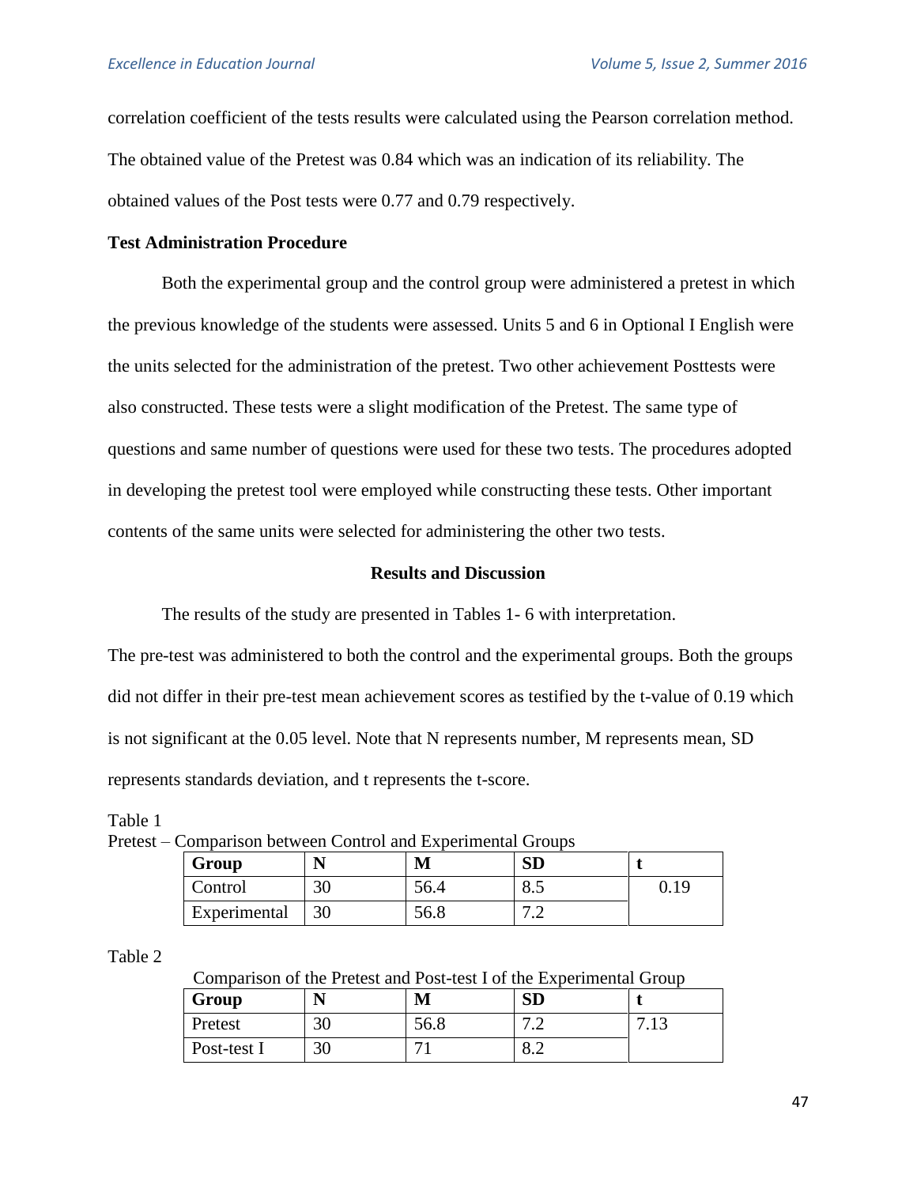correlation coefficient of the tests results were calculated using the Pearson correlation method. The obtained value of the Pretest was 0.84 which was an indication of its reliability. The obtained values of the Post tests were 0.77 and 0.79 respectively.

**Test Administration Procedure**

Both the experimental group and the control group were administered a pretest in which the previous knowledge of the students were assessed. Units 5 and 6 in Optional I English were the units selected for the administration of the pretest. Two other achievement Posttests were also constructed. These tests were a slight modification of the Pretest. The same type of questions and same number of questions were used for these two tests. The procedures adopted in developing the pretest tool were employed while constructing these tests. Other important contents of the same units were selected for administering the other two tests.

## Results and Discussion

The results of the study are presented in Tables 1- 6 with interpretation.

The pre-test was administered to both the control and the experimental groups. Both the groups did not differ in their pre-test mean achievement scores as testified by the t-value of 0.19 which is not significant at the 0.05 level. Note that N represents number, M represents mean, SD represents standards deviation, and t represents the t-score.

Table 1
Pretest – Comparison between Control and Experimental Groups

| Group | N | M | SD | t |
|---|---|---|---|---|
| Control | 30 | 56.4 | 8.5 | 0.19 |
| Experimental | 30 | 56.8 | 7.2 | |

Table 2
Comparison of the Pretest and Post-test I of the Experimental Group

| Group | N | M | SD | t |
|---|---|---|---|---|
| Pretest | 30 | 56.8 | 7.2 | 7.13 |
| Post-test I | 30 | 71 | 8.2 | |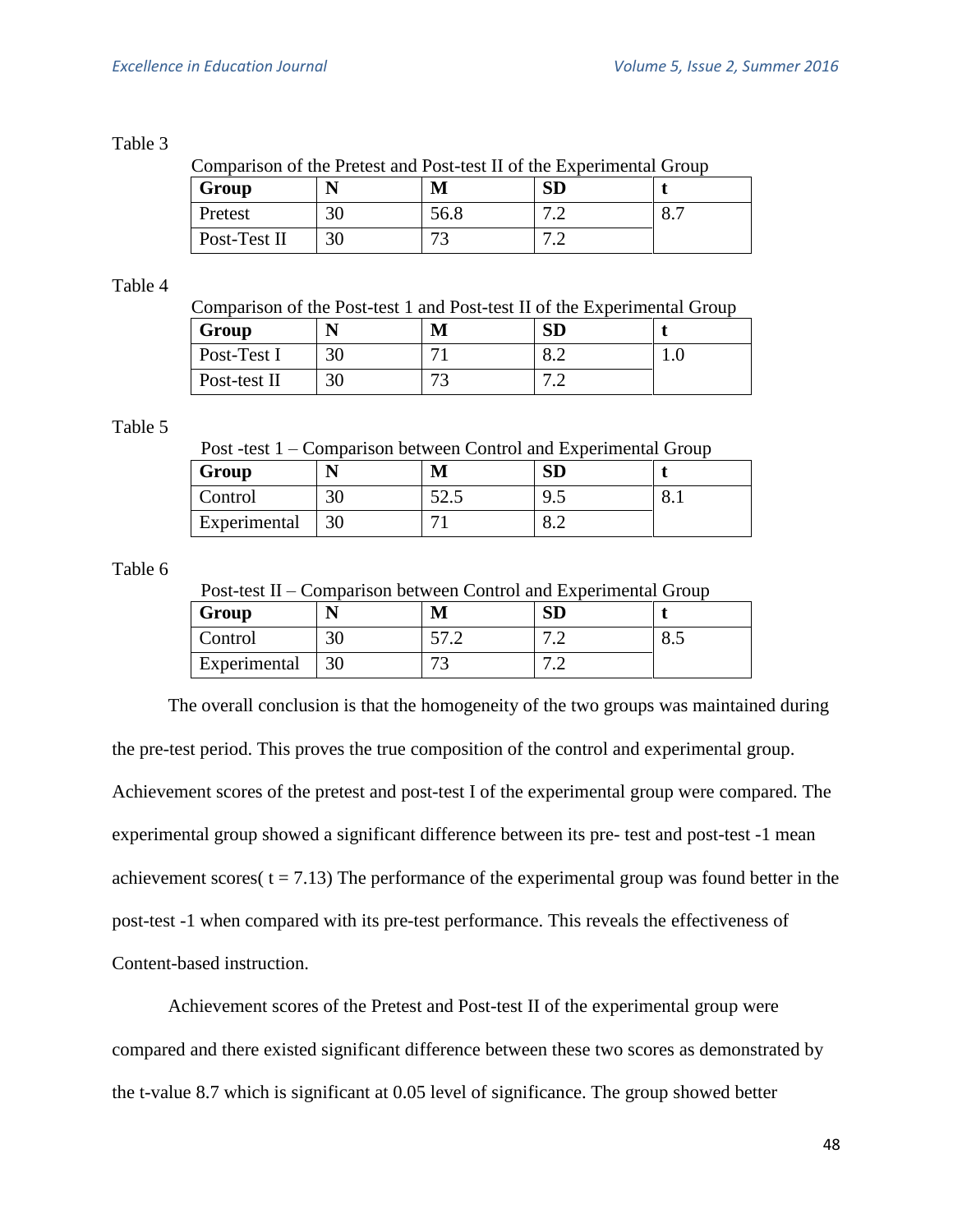Table 3

Comparison of the Pretest and Post-test II of the Experimental Group

| Group | N | M | SD | t |
|---|---|---|---|---|
| Pretest | 30 | 56.8 | 7.2 | 8.7 |
| Post-Test II | 30 | 73 | 7.2 | |

Table 4

Comparison of the Post-test 1 and Post-test II of the Experimental Group

| Group | N | M | SD | t |
|---|---|---|---|---|
| Post-Test I | 30 | 71 | 8.2 | 1.0 |
| Post-test II | 30 | 73 | 7.2 | |

Table 5

Post -test 1 – Comparison between Control and Experimental Group

| Group | N | M | SD | t |
|---|---|---|---|---|
| Control | 30 | 52.5 | 9.5 | 8.1 |
| Experimental | 30 | 71 | 8.2 | |

Table 6

Post-test II – Comparison between Control and Experimental Group

| Group | N | M | SD | t |
|---|---|---|---|---|
| Control | 30 | 57.2 | 7.2 | 8.5 |
| Experimental | 30 | 73 | 7.2 | |

The overall conclusion is that the homogeneity of the two groups was maintained during the pre-test period. This proves the true composition of the control and experimental group. Achievement scores of the pretest and post-test I of the experimental group were compared. The experimental group showed a significant difference between its pre- test and post-test -1 mean achievement scores( $t = 7.13$) The performance of the experimental group was found better in the post-test -1 when compared with its pre-test performance. This reveals the effectiveness of Content-based instruction.

Achievement scores of the Pretest and Post-test II of the experimental group were compared and there existed significant difference between these two scores as demonstrated by the t-value 8.7 which is significant at 0.05 level of significance. The group showed better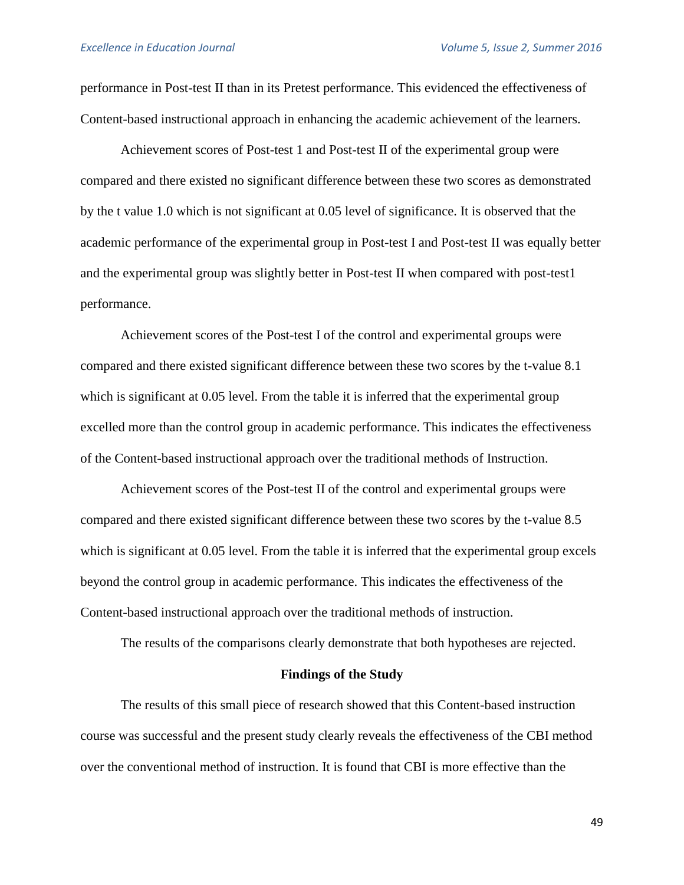performance in Post-test II than in its Pretest performance. This evidenced the effectiveness of Content-based instructional approach in enhancing the academic achievement of the learners.

Achievement scores of Post-test 1 and Post-test II of the experimental group were compared and there existed no significant difference between these two scores as demonstrated by the t value 1.0 which is not significant at 0.05 level of significance. It is observed that the academic performance of the experimental group in Post-test I and Post-test II was equally better and the experimental group was slightly better in Post-test II when compared with post-test1 performance.

Achievement scores of the Post-test I of the control and experimental groups were compared and there existed significant difference between these two scores by the t-value 8.1 which is significant at 0.05 level. From the table it is inferred that the experimental group excelled more than the control group in academic performance. This indicates the effectiveness of the Content-based instructional approach over the traditional methods of Instruction.

Achievement scores of the Post-test II of the control and experimental groups were compared and there existed significant difference between these two scores by the t-value 8.5 which is significant at 0.05 level. From the table it is inferred that the experimental group excels beyond the control group in academic performance. This indicates the effectiveness of the Content-based instructional approach over the traditional methods of instruction.

The results of the comparisons clearly demonstrate that both hypotheses are rejected.

## Findings of the Study

The results of this small piece of research showed that this Content-based instruction course was successful and the present study clearly reveals the effectiveness of the CBI method over the conventional method of instruction. It is found that CBI is more effective than the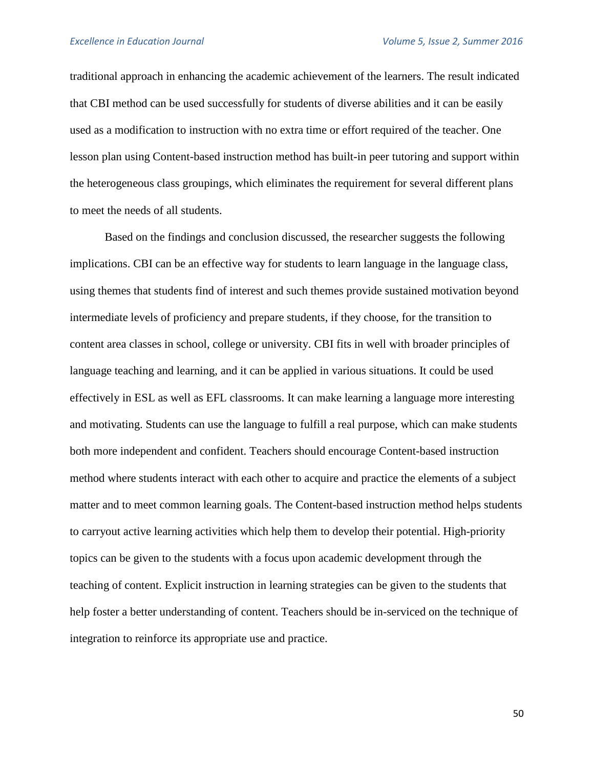traditional approach in enhancing the academic achievement of the learners. The result indicated that CBI method can be used successfully for students of diverse abilities and it can be easily used as a modification to instruction with no extra time or effort required of the teacher. One lesson plan using Content-based instruction method has built-in peer tutoring and support within the heterogeneous class groupings, which eliminates the requirement for several different plans to meet the needs of all students.

Based on the findings and conclusion discussed, the researcher suggests the following implications. CBI can be an effective way for students to learn language in the language class, using themes that students find of interest and such themes provide sustained motivation beyond intermediate levels of proficiency and prepare students, if they choose, for the transition to content area classes in school, college or university. CBI fits in well with broader principles of language teaching and learning, and it can be applied in various situations. It could be used effectively in ESL as well as EFL classrooms. It can make learning a language more interesting and motivating. Students can use the language to fulfill a real purpose, which can make students both more independent and confident. Teachers should encourage Content-based instruction method where students interact with each other to acquire and practice the elements of a subject matter and to meet common learning goals. The Content-based instruction method helps students to carryout active learning activities which help them to develop their potential. High-priority topics can be given to the students with a focus upon academic development through the teaching of content. Explicit instruction in learning strategies can be given to the students that help foster a better understanding of content. Teachers should be in-serviced on the technique of integration to reinforce its appropriate use and practice.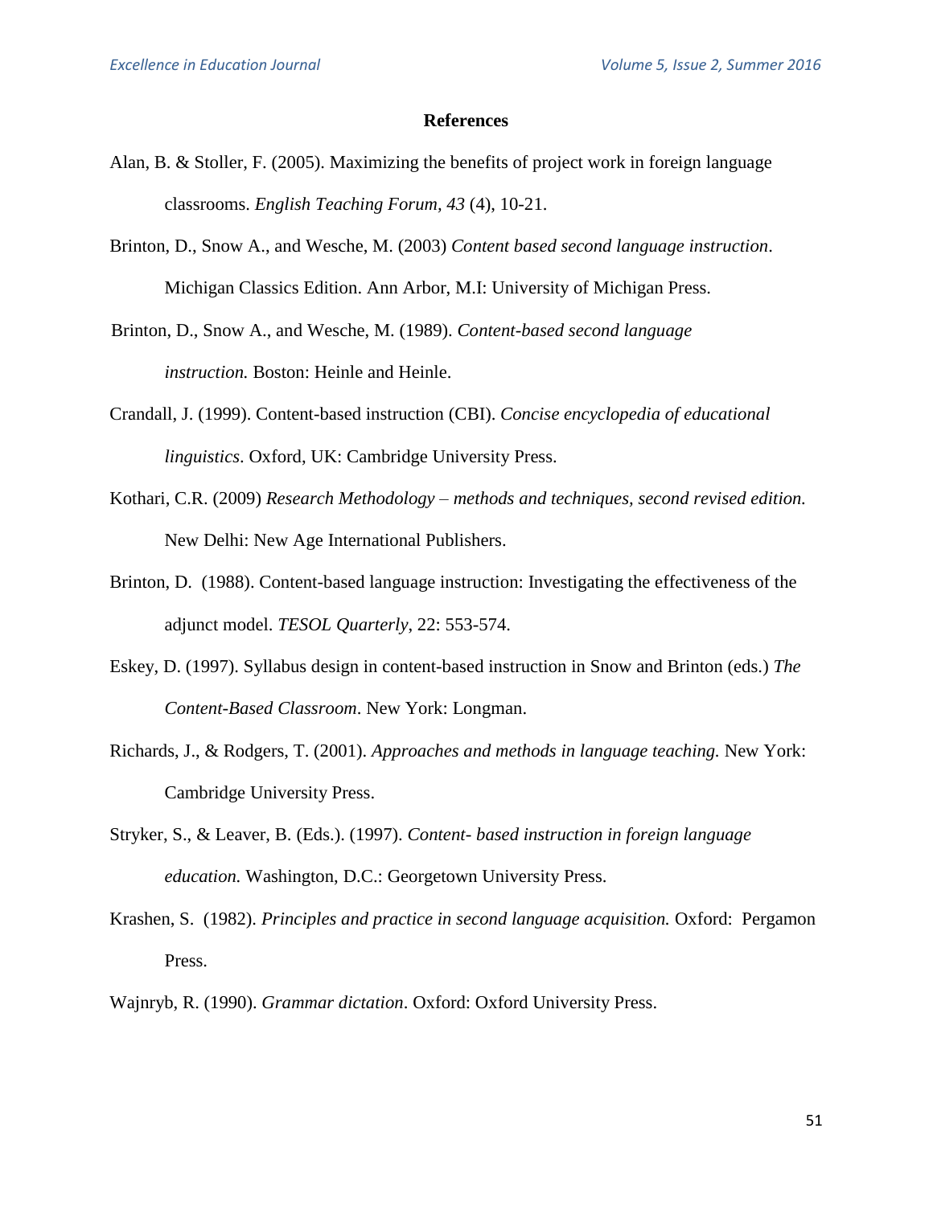## References

Alan, B. & Stoller, F. (2005). Maximizing the benefits of project work in foreign language classrooms. *English Teaching Forum, 43* (4), 10-21.

Brinton, D., Snow A., and Wesche, M. (2003) *Content based second language instruction*. Michigan Classics Edition. Ann Arbor, M.I: University of Michigan Press.

Brinton, D., Snow A., and Wesche, M. (1989). *Content-based second language instruction.* Boston: Heinle and Heinle.

Crandall, J. (1999). Content-based instruction (CBI). *Concise encyclopedia of educational linguistics*. Oxford, UK: Cambridge University Press.

Kothari, C.R. (2009) *Research Methodology – methods and techniques, second revised edition.* New Delhi: New Age International Publishers.

Brinton, D. (1988). Content-based language instruction: Investigating the effectiveness of the adjunct model. *TESOL Quarterly*, 22: 553-574.

Eskey, D. (1997). Syllabus design in content-based instruction in Snow and Brinton (eds.) *The Content-Based Classroom*. New York: Longman.

Richards, J., & Rodgers, T. (2001). *Approaches and methods in language teaching.* New York: Cambridge University Press.

Stryker, S., & Leaver, B. (Eds.). (1997). *Content- based instruction in foreign language education.* Washington, D.C.: Georgetown University Press.

Krashen, S. (1982). *Principles and practice in second language acquisition.* Oxford: Pergamon Press.

Wajnryb, R. (1990). *Grammar dictation*. Oxford: Oxford University Press.